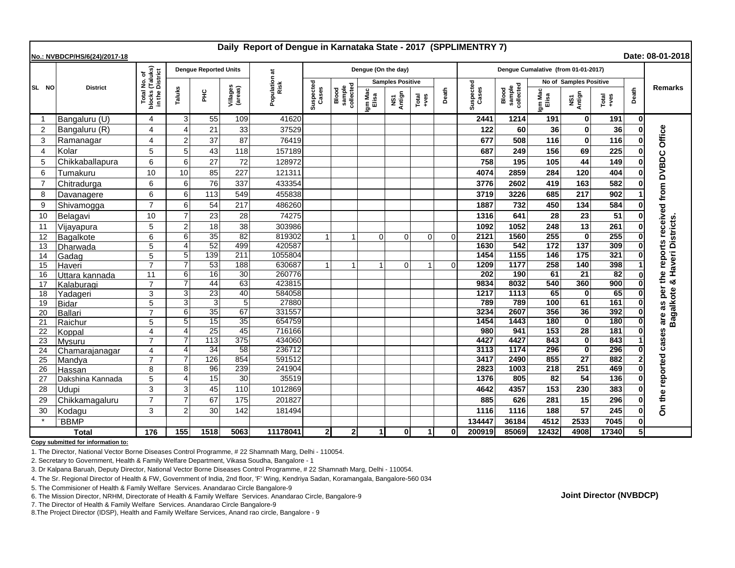# Daily Report of Dengue in Karnataka State - 2017 (SPPLIMENTRY 7)

**No.: NVBDCP/HS/6(24)/2017-18** **Date: 08-01-2018**

| SL NO | District | Total No. of blocks (Taluks) in the District | Dengue Reported Units | | | Population at Risk | Dengue (On the day) | | | | | | Dengue Cumalative (from 01-01-2017) | | | | | | Remarks |
|---|---|---|---|---|---|---|---|---|---|---|---|---|---|---|---|---|---|---|---|
| | | | Taluks | PHC | Villages (areas) | | Suspected Cases | Blood sample collected | Samples Positive | | | Death | Suspected Cases | Blood sample collected | No of Samples Positive | | | Death | |
| | | | | | | | | | Igm Mac Elisa | NS1 Antign | Total +ves | | | | Igm Mac Elisa | NS1 Antign | Total +ves | | |
| 1 | Bangaluru (U) | 4 | 3 | 55 | 109 | 41620 | | | | | | | 2441 | 1214 | 191 | 0 | 191 | 0 | On the reported cases are as per the reports received from DVBDC Office Bagalkote & Haveri Districts. |
| 2 | Bangaluru (R) | 4 | 4 | 21 | 33 | 37529 | | | | | | | 122 | 60 | 36 | 0 | 36 | 0 | |
| 3 | Ramanagar | 4 | 2 | 37 | 87 | 76419 | | | | | | | 677 | 508 | 116 | 0 | 116 | 0 | |
| 4 | Kolar | 5 | 5 | 43 | 118 | 157189 | | | | | | | 687 | 249 | 156 | 69 | 225 | 0 | |
| 5 | Chikkaballapura | 6 | 6 | 27 | 72 | 128972 | | | | | | | 758 | 195 | 105 | 44 | 149 | 0 | |
| 6 | Tumakuru | 10 | 10 | 85 | 227 | 121311 | | | | | | | 4074 | 2859 | 284 | 120 | 404 | 0 | |
| 7 | Chitradurga | 6 | 6 | 76 | 337 | 433354 | | | | | | | 3776 | 2602 | 419 | 163 | 582 | 0 | |
| 8 | Davanagere | 6 | 6 | 113 | 549 | 455838 | | | | | | | 3719 | 3226 | 685 | 217 | 902 | 1 | |
| 9 | Shivamogga | 7 | 6 | 54 | 217 | 486260 | | | | | | | 1887 | 732 | 450 | 134 | 584 | 0 | |
| 10 | Belagavi | 10 | 7 | 23 | 28 | 74275 | | | | | | | 1316 | 641 | 28 | 23 | 51 | 0 | |
| 11 | Vijayapura | 5 | 2 | 18 | 38 | 303986 | | | | | | | 1092 | 1052 | 248 | 13 | 261 | 0 | |
| 12 | Bagalkote | 6 | 6 | 35 | 82 | 819302 | 1 | 1 | 0 | 0 | 0 | 0 | 2121 | 1560 | 255 | 0 | 255 | 0 | |
| 13 | Dharwada | 5 | 4 | 52 | 499 | 420587 | | | | | | | 1630 | 542 | 172 | 137 | 309 | 0 | |
| 14 | Gadag | 5 | 5 | 139 | 211 | 1055804 | | | | | | | 1454 | 1155 | 146 | 175 | 321 | 0 | |
| 15 | Haveri | 7 | 7 | 53 | 188 | 630687 | 1 | 1 | 1 | 0 | 1 | 0 | 1209 | 1177 | 258 | 140 | 398 | 1 | |
| 16 | Uttara kannada | 11 | 6 | 16 | 30 | 260776 | | | | | | | 202 | 190 | 61 | 21 | 82 | 0 | |
| 17 | Kalaburagi | 7 | 7 | 44 | 63 | 423815 | | | | | | | 9834 | 8032 | 540 | 360 | 900 | 0 | |
| 18 | Yadageri | 3 | 3 | 23 | 40 | 584058 | | | | | | | 1217 | 1113 | 65 | 0 | 65 | 0 | |
| 19 | Bidar | 5 | 3 | 3 | 5 | 27880 | | | | | | | 789 | 789 | 100 | 61 | 161 | 0 | |
| 20 | Ballari | 7 | 6 | 35 | 67 | 331557 | | | | | | | 3234 | 2607 | 356 | 36 | 392 | 0 | |
| 21 | Raichur | 5 | 5 | 15 | 35 | 654759 | | | | | | | 1454 | 1443 | 180 | 0 | 180 | 0 | |
| 22 | Koppal | 4 | 4 | 25 | 45 | 716166 | | | | | | | 980 | 941 | 153 | 28 | 181 | 0 | |
| 23 | Mysuru | 7 | 7 | 113 | 375 | 434060 | | | | | | | 4427 | 4427 | 843 | 0 | 843 | 1 | |
| 24 | Chamarajanagar | 4 | 4 | 34 | 58 | 236712 | | | | | | | 3113 | 1174 | 296 | 0 | 296 | 0 | |
| 25 | Mandya | 7 | 7 | 126 | 854 | 591512 | | | | | | | 3417 | 2490 | 855 | 27 | 882 | 2 | |
| 26 | Hassan | 8 | 8 | 96 | 239 | 241904 | | | | | | | 2823 | 1003 | 218 | 251 | 469 | 0 | |
| 27 | Dakshina Kannada | 5 | 4 | 15 | 30 | 35519 | | | | | | | 1376 | 805 | 82 | 54 | 136 | 0 | |
| 28 | Udupi | 3 | 3 | 45 | 110 | 1012869 | | | | | | | 4642 | 4357 | 153 | 230 | 383 | 0 | |
| 29 | Chikkamagaluru | 7 | 7 | 67 | 175 | 201827 | | | | | | | 885 | 626 | 281 | 15 | 296 | 0 | |
| 30 | Kodagu | 3 | 2 | 30 | 142 | 181494 | | | | | | | 1116 | 1116 | 188 | 57 | 245 | 0 | |
| * | BBMP | | | | | | | | | | | | 134447 | 36184 | 4512 | 2533 | 7045 | 0 | |
| | **Total** | **176** | **155** | **1518** | **5063** | **11178041** | **2** | **2** | **1** | **0** | **1** | **0** | **200919** | **85069** | **12432** | **4908** | **17340** | **5** | |

**Copy submitted for information to:**

1. The Director, National Vector Borne Diseases Control Programme, # 22 Shamnath Marg, Delhi - 110054.
2. Secretary to Government, Health & Family Welfare Department, Vikasa Soudha, Bangalore - 1
3. Dr Kalpana Baruah, Deputy Director, National Vector Borne Diseases Control Programme, # 22 Shamnath Marg, Delhi - 110054.
4. The Sr. Regional Director of Health & FW, Government of India, 2nd floor, 'F' Wing, Kendriya Sadan, Koramangala, Bangalore-560 034
5. The Commisioner of Health & Family Welfare Services. Anandarao Circle Bangalore-9
6. The Mission Director, NRHM, Directorate of Health & Family Welfare Services, Anandarao Circle, Bangalore-9
7. The Director of Health & Family Welfare Services. Anandarao Circle Bangalore-9
8. The Project Director (IDSP), Health and Family Welfare Services, Anand rao circle, Bangalore - 9

**Joint Director (NVBDCP)**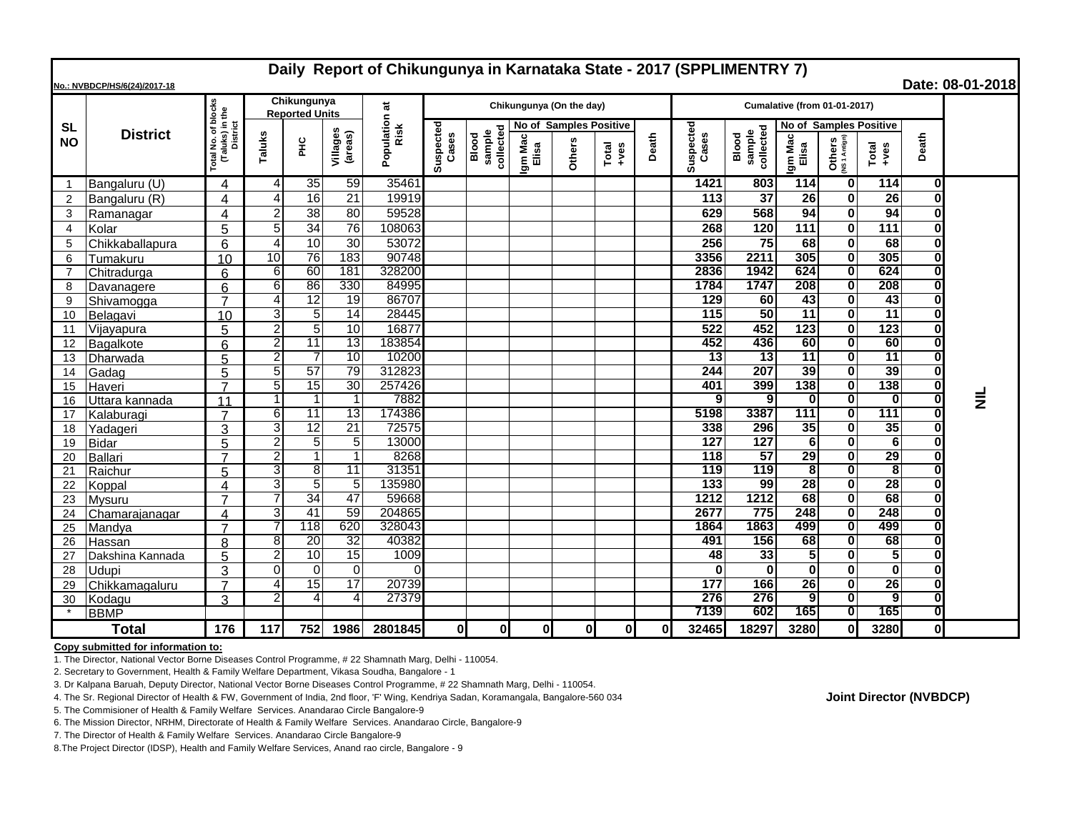# Daily Report of Chikungunya in Karnataka State - 2017 (SPPLIMENTRY 7)

No.: NVBDCP/HS/6(24)/2017-18

Date: 08-01-2018

| SL NO | District | Total No. of blocks (Taluks) in the District | Chikungunya Reported Units | | | Population at Risk | Chikungunya (On the day) | | | | | | Cumalative (from 01-01-2017) | | | | | | |
|---|---|---|---|---|---|---|---|---|---|---|---|---|---|---|---|---|---|---|---|
| | | | Taluks | PHC | Villages (areas) | | Suspected Cases | Blood sample collected | No of Samples Positive | | | Death | Suspected Cases | Blood sample collected | No of Samples Positive | | | Death | |
| | | | | | | | | | Igm Mac Elisa | Others | Total +ves | | | | Igm Mac Elisa | Others (NS 1 Antign) | Total +ves | | |
| 1 | Bangaluru (U) | 4 | 4 | 35 | 59 | 35461 | | | | | | | 1421 | 803 | 114 | 0 | 114 | 0 | NIL |
| 2 | Bangaluru (R) | 4 | 4 | 16 | 21 | 19919 | | | | | | | 113 | 37 | 26 | 0 | 26 | 0 | |
| 3 | Ramanagar | 4 | 2 | 38 | 80 | 59528 | | | | | | | 629 | 568 | 94 | 0 | 94 | 0 | |
| 4 | Kolar | 5 | 5 | 34 | 76 | 108063 | | | | | | | 268 | 120 | 111 | 0 | 111 | 0 | |
| 5 | Chikkaballapura | 6 | 4 | 10 | 30 | 53072 | | | | | | | 256 | 75 | 68 | 0 | 68 | 0 | |
| 6 | Tumakuru | 10 | 10 | 76 | 183 | 90748 | | | | | | | 3356 | 2211 | 305 | 0 | 305 | 0 | |
| 7 | Chitradurga | 6 | 6 | 60 | 181 | 328200 | | | | | | | 2836 | 1942 | 624 | 0 | 624 | 0 | |
| 8 | Davanagere | 6 | 6 | 86 | 330 | 84995 | | | | | | | 1784 | 1747 | 208 | 0 | 208 | 0 | |
| 9 | Shivamogga | 7 | 4 | 12 | 19 | 86707 | | | | | | | 129 | 60 | 43 | 0 | 43 | 0 | |
| 10 | Belagavi | 10 | 3 | 5 | 14 | 28445 | | | | | | | 115 | 50 | 11 | 0 | 11 | 0 | |
| 11 | Vijayapura | 5 | 2 | 5 | 10 | 16877 | | | | | | | 522 | 452 | 123 | 0 | 123 | 0 | |
| 12 | Bagalkote | 6 | 2 | 11 | 13 | 183854 | | | | | | | 452 | 436 | 60 | 0 | 60 | 0 | |
| 13 | Dharwada | 5 | 2 | 7 | 10 | 10200 | | | | | | | 13 | 13 | 11 | 0 | 11 | 0 | |
| 14 | Gadag | 5 | 5 | 57 | 79 | 312823 | | | | | | | 244 | 207 | 39 | 0 | 39 | 0 | |
| 15 | Haveri | 7 | 5 | 15 | 30 | 257426 | | | | | | | 401 | 399 | 138 | 0 | 138 | 0 | |
| 16 | Uttara kannada | 11 | 1 | 1 | 1 | 7882 | | | | | | | 9 | 9 | 0 | 0 | 0 | 0 | |
| 17 | Kalaburagi | 7 | 6 | 11 | 13 | 174386 | | | | | | | 5198 | 3387 | 111 | 0 | 111 | 0 | |
| 18 | Yadageri | 3 | 3 | 12 | 21 | 72575 | | | | | | | 338 | 296 | 35 | 0 | 35 | 0 | |
| 19 | Bidar | 5 | 2 | 5 | 5 | 13000 | | | | | | | 127 | 127 | 6 | 0 | 6 | 0 | |
| 20 | Ballari | 7 | 2 | 1 | 1 | 8268 | | | | | | | 118 | 57 | 29 | 0 | 29 | 0 | |
| 21 | Raichur | 5 | 3 | 8 | 11 | 31351 | | | | | | | 119 | 119 | 8 | 0 | 8 | 0 | |
| 22 | Koppal | 4 | 3 | 5 | 5 | 135980 | | | | | | | 133 | 99 | 28 | 0 | 28 | 0 | |
| 23 | Mysuru | 7 | 7 | 34 | 47 | 59668 | | | | | | | 1212 | 1212 | 68 | 0 | 68 | 0 | |
| 24 | Chamarajanagar | 4 | 3 | 41 | 59 | 204865 | | | | | | | 2677 | 775 | 248 | 0 | 248 | 0 | |
| 25 | Mandya | 7 | 7 | 118 | 620 | 328043 | | | | | | | 1864 | 1863 | 499 | 0 | 499 | 0 | |
| 26 | Hassan | 8 | 8 | 20 | 32 | 40382 | | | | | | | 491 | 156 | 68 | 0 | 68 | 0 | |
| 27 | Dakshina Kannada | 5 | 2 | 10 | 15 | 1009 | | | | | | | 48 | 33 | 5 | 0 | 5 | 0 | |
| 28 | Udupi | 3 | 0 | 0 | 0 | 0 | | | | | | | 0 | 0 | 0 | 0 | 0 | 0 | |
| 29 | Chikkamagaluru | 7 | 4 | 15 | 17 | 20739 | | | | | | | 177 | 166 | 26 | 0 | 26 | 0 | |
| 30 | Kodagu | 3 | 2 | 4 | 4 | 27379 | | | | | | | 276 | 276 | 9 | 0 | 9 | 0 | |
| * | BBMP | | | | | | | | | | | | 7139 | 602 | 165 | 0 | 165 | 0 | |
| **Total** | | 176 | 117 | 752 | 1986 | 2801845 | 0 | 0 | 0 | 0 | 0 | 0 | 32465 | 18297 | 3280 | 0 | 3280 | 0 | |

**Copy submitted for information to:**

1. The Director, National Vector Borne Diseases Control Programme, # 22 Shamnath Marg, Delhi - 110054.
2. Secretary to Government, Health & Family Welfare Department, Vikasa Soudha, Bangalore - 1
3. Dr Kalpana Baruah, Deputy Director, National Vector Borne Diseases Control Programme, # 22 Shamnath Marg, Delhi - 110054.
4. The Sr. Regional Director of Health & FW, Government of India, 2nd floor, 'F' Wing, Kendriya Sadan, Koramangala, Bangalore-560 034
5. The Commisioner of Health & Family Welfare Services. Anandarao Circle Bangalore-9
6. The Mission Director, NRHM, Directorate of Health & Family Welfare Services. Anandarao Circle, Bangalore-9
7. The Director of Health & Family Welfare Services. Anandarao Circle Bangalore-9
8. The Project Director (IDSP), Health and Family Welfare Services, Anand rao circle, Bangalore - 9

**Joint Director (NVBDCP)**